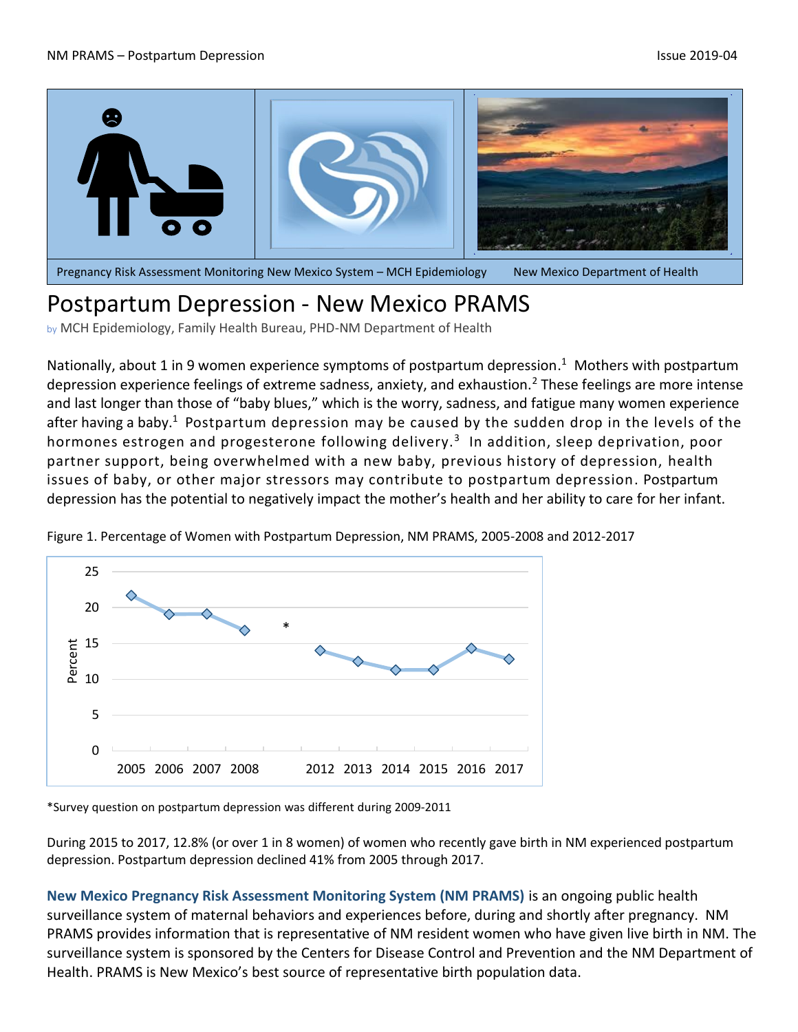Pregnancy Risk Assessment Monitoring New Mexico System – MCH Epidemiology    New Mexico Department of Health

# Postpartum Depression - New Mexico PRAMS

by MCH Epidemiology, Family Health Bureau, PHD-NM Department of Health

Nationally, about 1 in 9 women experience symptoms of postpartum depression.[1] Mothers with postpartum depression experience feelings of extreme sadness, anxiety, and exhaustion.[2] These feelings are more intense and last longer than those of "baby blues," which is the worry, sadness, and fatigue many women experience after having a baby.[1] Postpartum depression may be caused by the sudden drop in the levels of the hormones estrogen and progesterone following delivery.[3] In addition, sleep deprivation, poor partner support, being overwhelmed with a new baby, previous history of depression, health issues of baby, or other major stressors may contribute to postpartum depression. Postpartum depression has the potential to negatively impact the mother's health and her ability to care for her infant.

Figure 1. Percentage of Women with Postpartum Depression, NM PRAMS, 2005-2008 and 2012-2017

*Survey question on postpartum depression was different during 2009-2011

During 2015 to 2017, 12.8% (or over 1 in 8 women) of women who recently gave birth in NM experienced postpartum depression. Postpartum depression declined 41% from 2005 through 2017.

**New Mexico Pregnancy Risk Assessment Monitoring System (NM PRAMS)** is an ongoing public health surveillance system of maternal behaviors and experiences before, during and shortly after pregnancy. NM PRAMS provides information that is representative of NM resident women who have given live birth in NM. The surveillance system is sponsored by the Centers for Disease Control and Prevention and the NM Department of Health. PRAMS is New Mexico's best source of representative birth population data.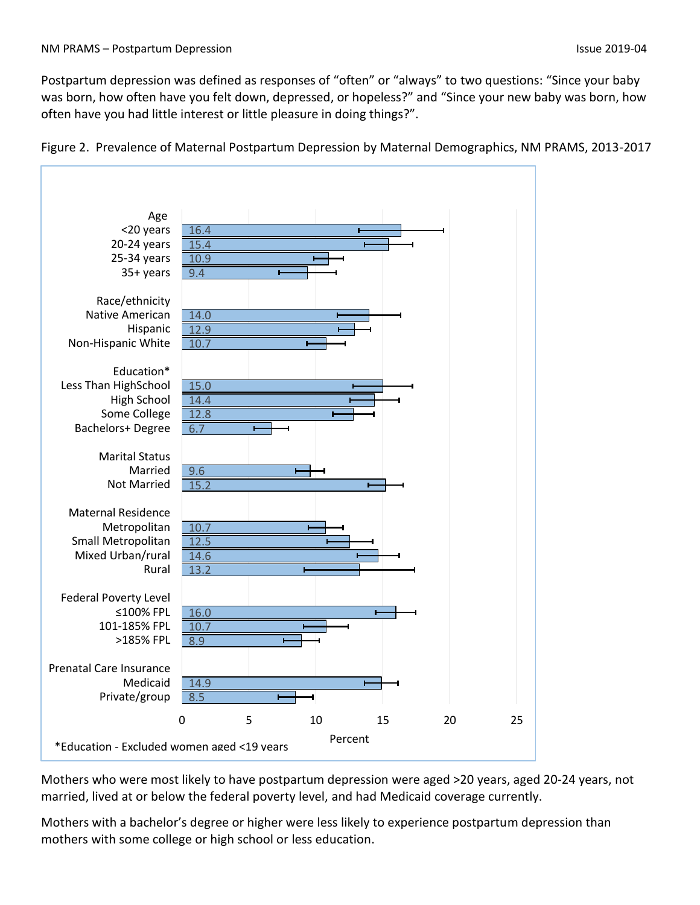Postpartum depression was defined as responses of "often" or "always" to two questions: "Since your baby was born, how often have you felt down, depressed, or hopeless?" and "Since your new baby was born, how often have you had little interest or little pleasure in doing things?".

Figure 2. Prevalence of Maternal Postpartum Depression by Maternal Demographics, NM PRAMS, 2013-2017

| Characteristic | Percent |
|---|---|
| **Age** | |
| <20 years | 16.4 |
| 20-24 years | 15.4 |
| 25-34 years | 10.9 |
| 35+ years | 9.4 |
| **Race/ethnicity** | |
| Native American | 14.0 |
| Hispanic | 12.9 |
| Non-Hispanic White | 10.7 |
| **Education*** | |
| Less Than HighSchool | 15.0 |
| High School | 14.4 |
| Some College | 12.8 |
| Bachelors+ Degree | 6.7 |
| **Marital Status** | |
| Married | 9.6 |
| Not Married | 15.2 |
| **Maternal Residence** | |
| Metropolitan | 10.7 |
| Small Metropolitan | 12.5 |
| Mixed Urban/rural | 14.6 |
| Rural | 13.2 |
| **Federal Poverty Level** | |
| ≤100% FPL | 16.0 |
| 101-185% FPL | 10.7 |
| >185% FPL | 8.9 |
| **Prenatal Care Insurance** | |
| Medicaid | 14.9 |
| Private/group | 8.5 |

*Education - Excluded women aged <19 years

Mothers who were most likely to have postpartum depression were aged >20 years, aged 20-24 years, not married, lived at or below the federal poverty level, and had Medicaid coverage currently.

Mothers with a bachelor's degree or higher were less likely to experience postpartum depression than mothers with some college or high school or less education.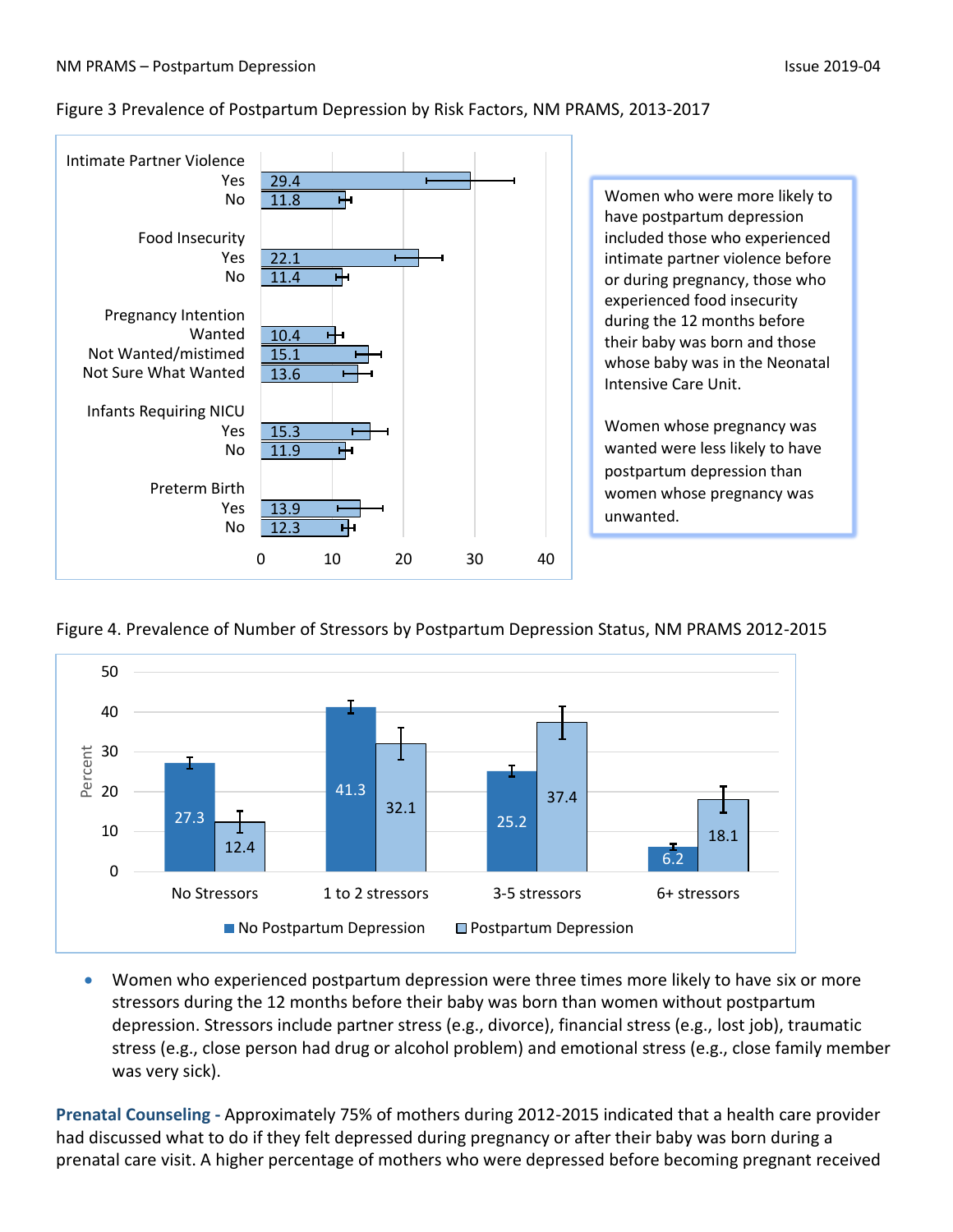Figure 3 Prevalence of Postpartum Depression by Risk Factors, NM PRAMS, 2013-2017

| Risk Factor | Percent |
| --- | --- |
| **Intimate Partner Violence** | |
| Yes | 29.4 |
| No | 11.8 |
| **Food Insecurity** | |
| Yes | 22.1 |
| No | 11.4 |
| **Pregnancy Intention** | |
| Wanted | 10.4 |
| Not Wanted/mistimed | 15.1 |
| Not Sure What Wanted | 13.6 |
| **Infants Requiring NICU** | |
| Yes | 15.3 |
| No | 11.9 |
| **Preterm Birth** | |
| Yes | 13.9 |
| No | 12.3 |

Women who were more likely to have postpartum depression included those who experienced intimate partner violence before or during pregnancy, those who experienced food insecurity during the 12 months before their baby was born and those whose baby was in the Neonatal Intensive Care Unit.

Women whose pregnancy was wanted were less likely to have postpartum depression than women whose pregnancy was unwanted.

Figure 4. Prevalence of Number of Stressors by Postpartum Depression Status, NM PRAMS 2012-2015

| Number of Stressors | No Postpartum Depression (%) | Postpartum Depression (%) |
| --- | --- | --- |
| No Stressors | 27.3 | 12.4 |
| 1 to 2 stressors | 41.3 | 32.1 |
| 3-5 stressors | 25.2 | 37.4 |
| 6+ stressors | 6.2 | 18.1 |

- Women who experienced postpartum depression were three times more likely to have six or more stressors during the 12 months before their baby was born than women without postpartum depression. Stressors include partner stress (e.g., divorce), financial stress (e.g., lost job), traumatic stress (e.g., close person had drug or alcohol problem) and emotional stress (e.g., close family member was very sick).

**Prenatal Counseling -** Approximately 75% of mothers during 2012-2015 indicated that a health care provider had discussed what to do if they felt depressed during pregnancy or after their baby was born during a prenatal care visit. A higher percentage of mothers who were depressed before becoming pregnant received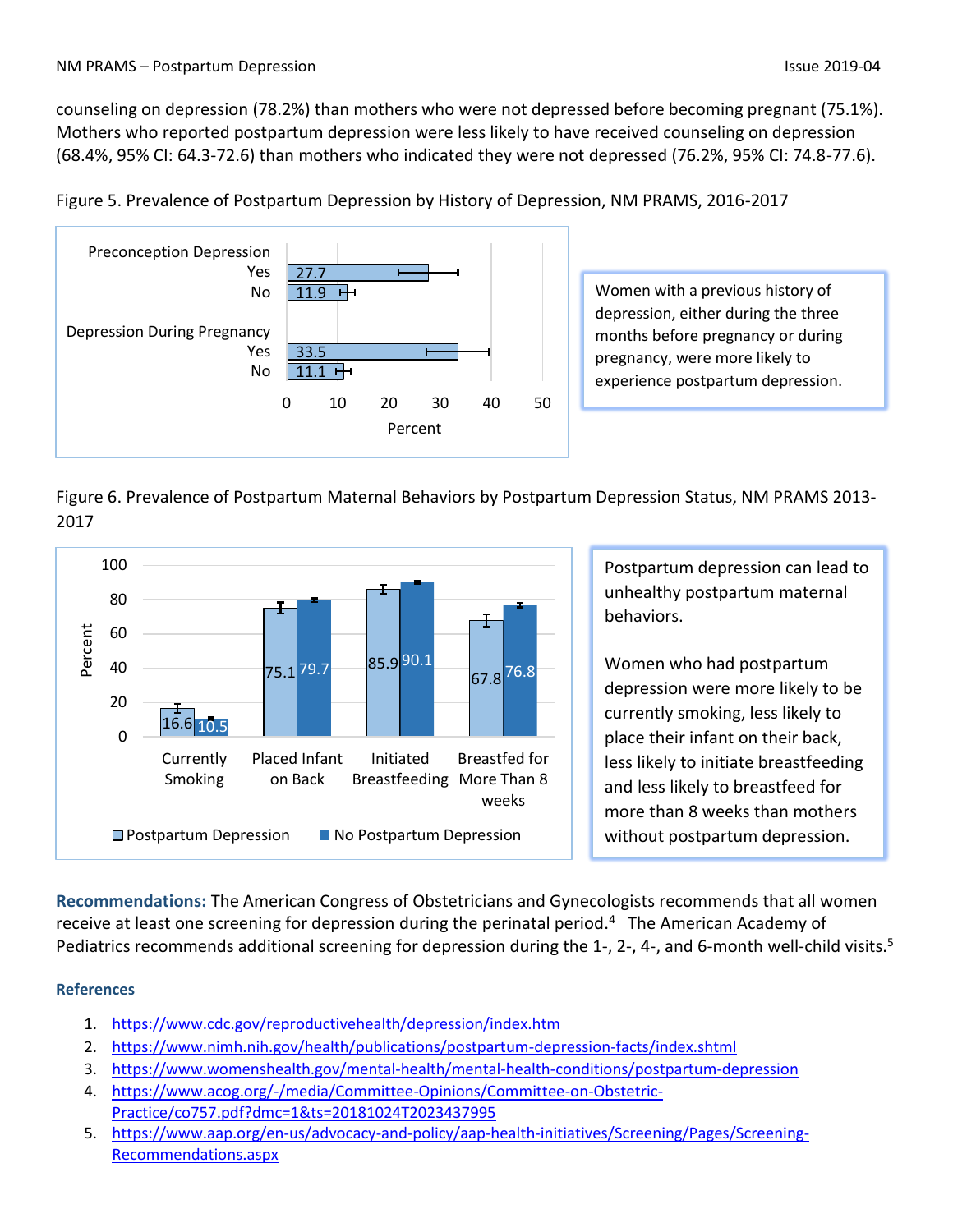counseling on depression (78.2%) than mothers who were not depressed before becoming pregnant (75.1%). Mothers who reported postpartum depression were less likely to have received counseling on depression (68.4%, 95% CI: 64.3-72.6) than mothers who indicated they were not depressed (76.2%, 95% CI: 74.8-77.6).

Figure 5. Prevalence of Postpartum Depression by History of Depression, NM PRAMS, 2016-2017

Preconception Depression
Yes 27.7
No 11.9
Depression During Pregnancy
Yes 33.5
No 11.1
0 10 20 30 40 50
Percent

Women with a previous history of depression, either during the three months before pregnancy or during pregnancy, were more likely to experience postpartum depression.

Figure 6. Prevalence of Postpartum Maternal Behaviors by Postpartum Depression Status, NM PRAMS 2013-2017

100
80
60
40
20
0
Percent

Currently Smoking 16.6 10.5
Placed Infant on Back 75.1 79.7
Initiated Breastfeeding 85.9 90.1
Breastfed for More Than 8 weeks 67.8 76.8

Postpartum Depression
No Postpartum Depression

Postpartum depression can lead to unhealthy postpartum maternal behaviors.

Women who had postpartum depression were more likely to be currently smoking, less likely to place their infant on their back, less likely to initiate breastfeeding and less likely to breastfeed for more than 8 weeks than mothers without postpartum depression.

**Recommendations:** The American Congress of Obstetricians and Gynecologists recommends that all women receive at least one screening for depression during the perinatal period.[4] The American Academy of Pediatrics recommends additional screening for depression during the 1-, 2-, 4-, and 6-month well-child visits.[5]

### References

1. https://www.cdc.gov/reproductivehealth/depression/index.htm
2. https://www.nimh.nih.gov/health/publications/postpartum-depression-facts/index.shtml
3. https://www.womenshealth.gov/mental-health/mental-health-conditions/postpartum-depression
4. https://www.acog.org/-/media/Committee-Opinions/Committee-on-Obstetric-Practice/co757.pdf?dmc=1&ts=20181024T2023437995
5. https://www.aap.org/en-us/advocacy-and-policy/aap-health-initiatives/Screening/Pages/Screening-Recommendations.aspx